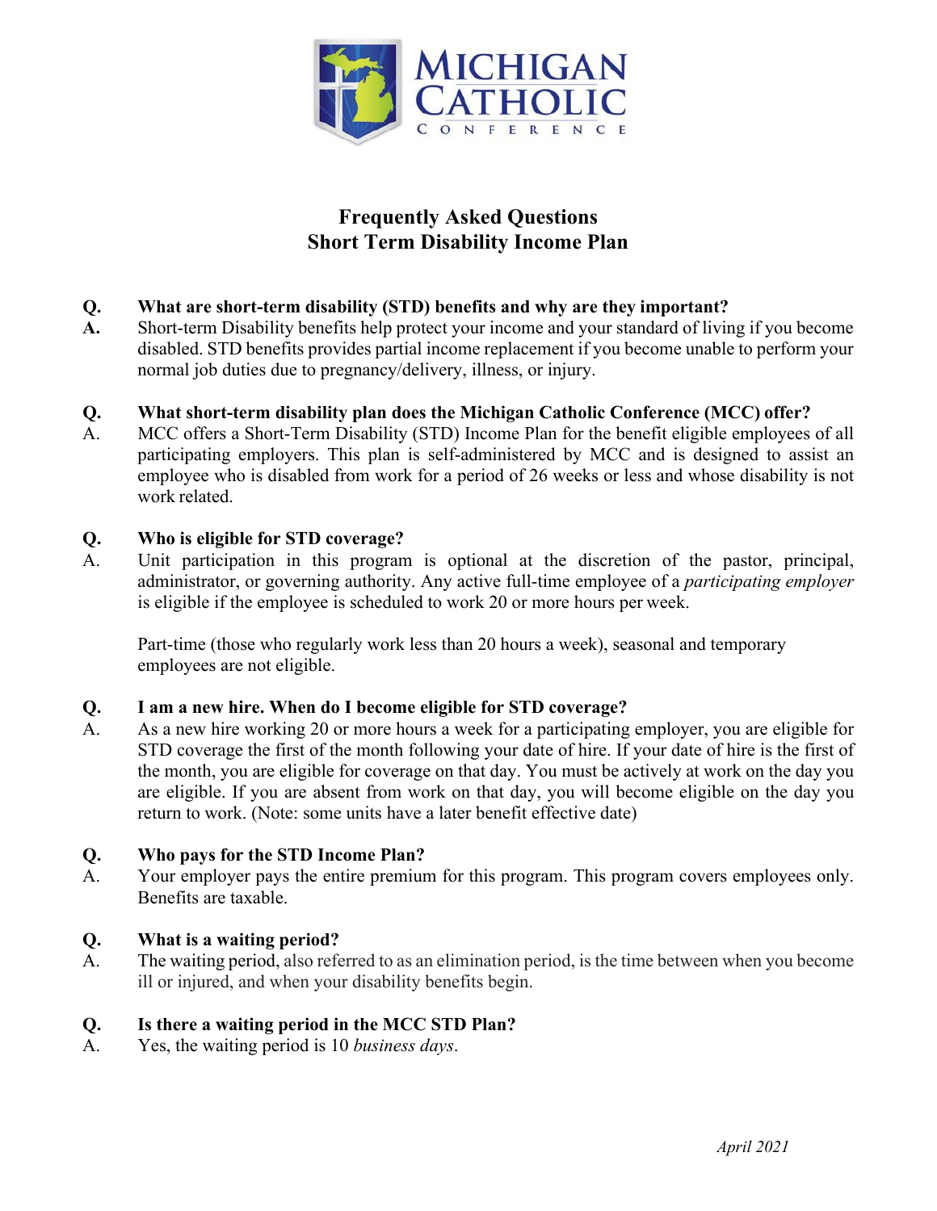# Frequently Asked Questions
## Short Term Disability Income Plan

**Q.** **What are short-term disability (STD) benefits and why are they important?**

**A.** Short-term Disability benefits help protect your income and your standard of living if you become disabled. STD benefits provides partial income replacement if you become unable to perform your normal job duties due to pregnancy/delivery, illness, or injury.

**Q.** **What short-term disability plan does the Michigan Catholic Conference (MCC) offer?**

A. MCC offers a Short-Term Disability (STD) Income Plan for the benefit eligible employees of all participating employers. This plan is self-administered by MCC and is designed to assist an employee who is disabled from work for a period of 26 weeks or less and whose disability is not work related.

**Q.** **Who is eligible for STD coverage?**

A. Unit participation in this program is optional at the discretion of the pastor, principal, administrator, or governing authority. Any active full-time employee of a *participating employer* is eligible if the employee is scheduled to work 20 or more hours per week.

Part-time (those who regularly work less than 20 hours a week), seasonal and temporary employees are not eligible.

**Q.** **I am a new hire. When do I become eligible for STD coverage?**

A. As a new hire working 20 or more hours a week for a participating employer, you are eligible for STD coverage the first of the month following your date of hire. If your date of hire is the first of the month, you are eligible for coverage on that day. You must be actively at work on the day you are eligible. If you are absent from work on that day, you will become eligible on the day you return to work. (Note: some units have a later benefit effective date)

**Q.** **Who pays for the STD Income Plan?**

A. Your employer pays the entire premium for this program. This program covers employees only. Benefits are taxable.

**Q.** **What is a waiting period?**

A. The waiting period, also referred to as an elimination period, is the time between when you become ill or injured, and when your disability benefits begin.

**Q.** **Is there a waiting period in the MCC STD Plan?**

A. Yes, the waiting period is 10 *business days*.

*April 2021*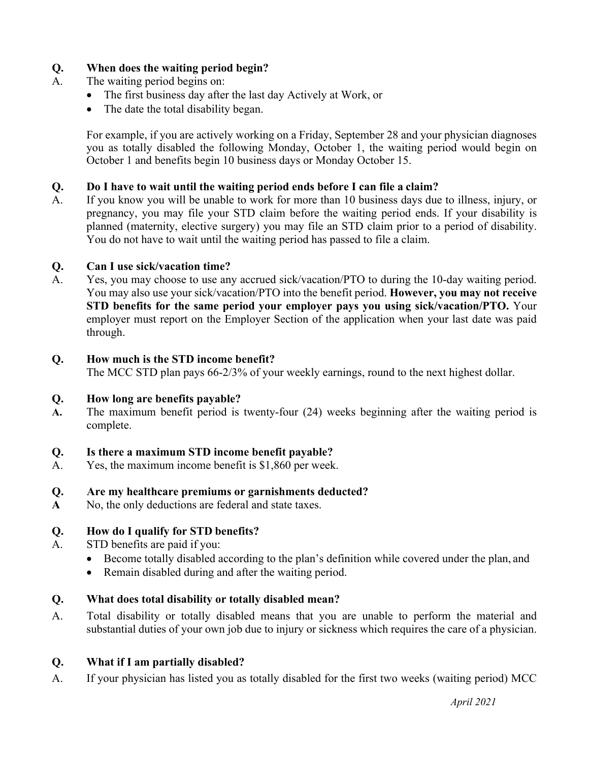**Q. When does the waiting period begin?**

A. The waiting period begins on:

- The first business day after the last day Actively at Work, or
- The date the total disability began.

For example, if you are actively working on a Friday, September 28 and your physician diagnoses you as totally disabled the following Monday, October 1, the waiting period would begin on October 1 and benefits begin 10 business days or Monday October 15.

**Q. Do I have to wait until the waiting period ends before I can file a claim?**

A. If you know you will be unable to work for more than 10 business days due to illness, injury, or pregnancy, you may file your STD claim before the waiting period ends. If your disability is planned (maternity, elective surgery) you may file an STD claim prior to a period of disability. You do not have to wait until the waiting period has passed to file a claim.

**Q. Can I use sick/vacation time?**

A. Yes, you may choose to use any accrued sick/vacation/PTO to during the 10-day waiting period. You may also use your sick/vacation/PTO into the benefit period. **However, you may not receive STD benefits for the same period your employer pays you using sick/vacation/PTO.** Your employer must report on the Employer Section of the application when your last date was paid through.

**Q. How much is the STD income benefit?**

The MCC STD plan pays 66-2/3% of your weekly earnings, round to the next highest dollar.

**Q. How long are benefits payable?**

**A.** The maximum benefit period is twenty-four (24) weeks beginning after the waiting period is complete.

**Q. Is there a maximum STD income benefit payable?**

A. Yes, the maximum income benefit is $1,860 per week.

**Q. Are my healthcare premiums or garnishments deducted?**

**A** No, the only deductions are federal and state taxes.

**Q. How do I qualify for STD benefits?**

A. STD benefits are paid if you:

- Become totally disabled according to the plan's definition while covered under the plan, and
- Remain disabled during and after the waiting period.

**Q. What does total disability or totally disabled mean?**

A. Total disability or totally disabled means that you are unable to perform the material and substantial duties of your own job due to injury or sickness which requires the care of a physician.

**Q. What if I am partially disabled?**

A. If your physician has listed you as totally disabled for the first two weeks (waiting period) MCC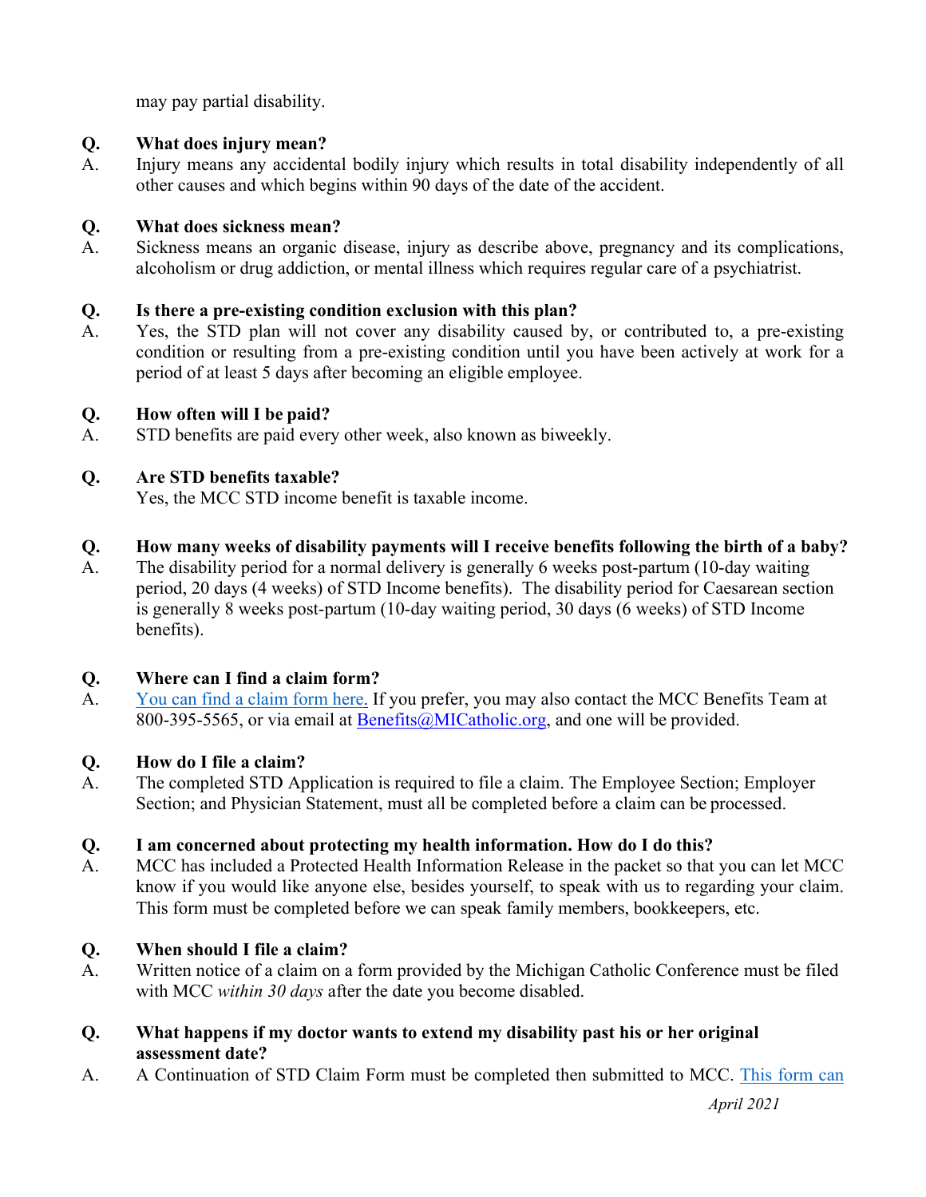may pay partial disability.

**Q. What does injury mean?**

A. Injury means any accidental bodily injury which results in total disability independently of all other causes and which begins within 90 days of the date of the accident.

**Q. What does sickness mean?**

A. Sickness means an organic disease, injury as describe above, pregnancy and its complications, alcoholism or drug addiction, or mental illness which requires regular care of a psychiatrist.

**Q. Is there a pre-existing condition exclusion with this plan?**

A. Yes, the STD plan will not cover any disability caused by, or contributed to, a pre-existing condition or resulting from a pre-existing condition until you have been actively at work for a period of at least 5 days after becoming an eligible employee.

**Q. How often will I be paid?**

A. STD benefits are paid every other week, also known as biweekly.

**Q. Are STD benefits taxable?**

Yes, the MCC STD income benefit is taxable income.

**Q. How many weeks of disability payments will I receive benefits following the birth of a baby?**

A. The disability period for a normal delivery is generally 6 weeks post-partum (10-day waiting period, 20 days (4 weeks) of STD Income benefits). The disability period for Caesarean section is generally 8 weeks post-partum (10-day waiting period, 30 days (6 weeks) of STD Income benefits).

**Q. Where can I find a claim form?**

A. You can find a claim form here. If you prefer, you may also contact the MCC Benefits Team at 800-395-5565, or via email at Benefits@MICatholic.org, and one will be provided.

**Q. How do I file a claim?**

A. The completed STD Application is required to file a claim. The Employee Section; Employer Section; and Physician Statement, must all be completed before a claim can be processed.

**Q. I am concerned about protecting my health information. How do I do this?**

A. MCC has included a Protected Health Information Release in the packet so that you can let MCC know if you would like anyone else, besides yourself, to speak with us to regarding your claim. This form must be completed before we can speak family members, bookkeepers, etc.

**Q. When should I file a claim?**

A. Written notice of a claim on a form provided by the Michigan Catholic Conference must be filed with MCC *within 30 days* after the date you become disabled.

**Q. What happens if my doctor wants to extend my disability past his or her original assessment date?**

A. A Continuation of STD Claim Form must be completed then submitted to MCC. This form can

*April 2021*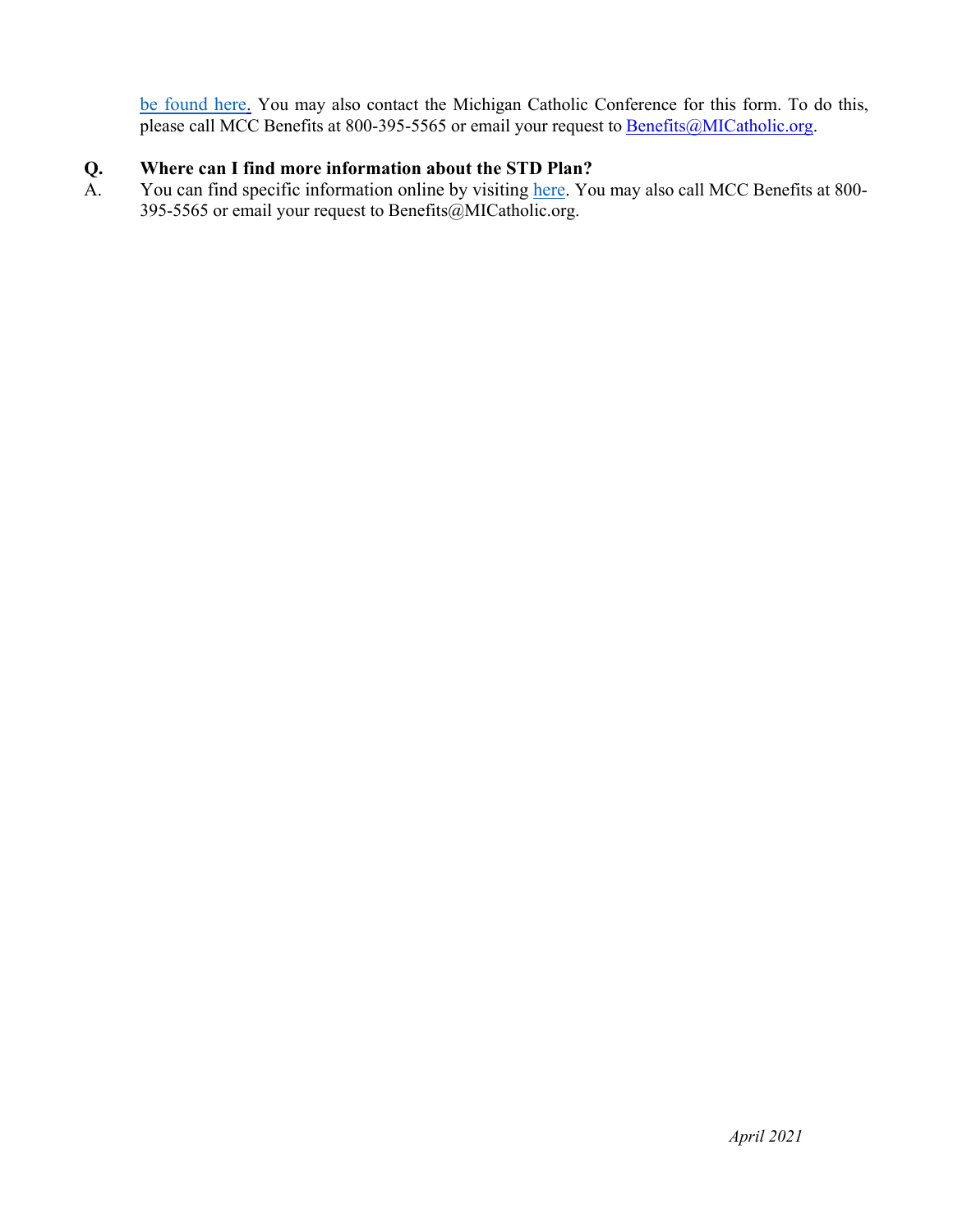be found here. You may also contact the Michigan Catholic Conference for this form. To do this, please call MCC Benefits at 800-395-5565 or email your request to Benefits@MICatholic.org.

**Q. Where can I find more information about the STD Plan?**

A. You can find specific information online by visiting here. You may also call MCC Benefits at 800-395-5565 or email your request to Benefits@MICatholic.org.

*April 2021*